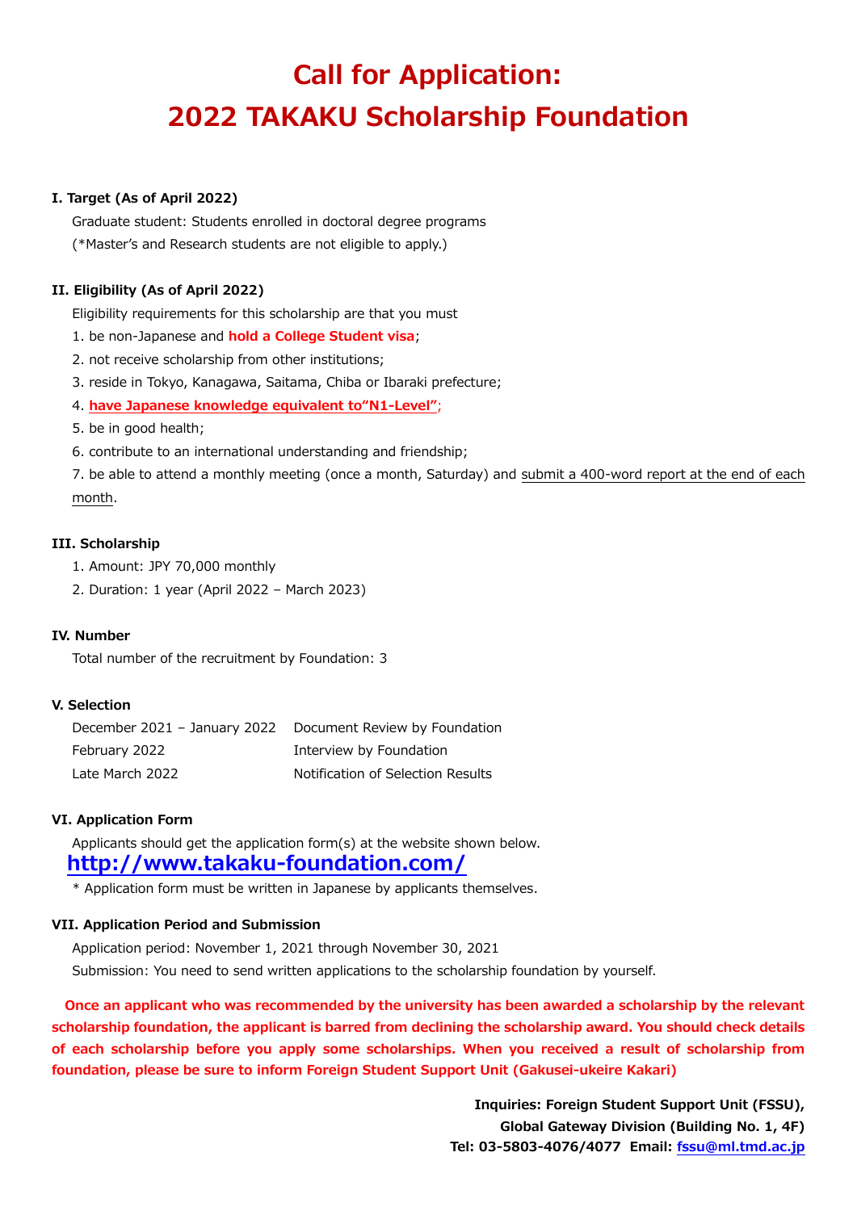# Call for Application: 2022 TAKAKU Scholarship Foundation

**I. Target (As of April 2022)**

Graduate student: Students enrolled in doctoral degree programs
(*Master's and Research students are not eligible to apply.)

**II. Eligibility (As of April 2022)**

Eligibility requirements for this scholarship are that you must

1. be non-Japanese and **hold a College Student visa**;
2. not receive scholarship from other institutions;
3. reside in Tokyo, Kanagawa, Saitama, Chiba or Ibaraki prefecture;
4. **have Japanese knowledge equivalent to"N1-Level"**;
5. be in good health;
6. contribute to an international understanding and friendship;
7. be able to attend a monthly meeting (once a month, Saturday) and submit a 400-word report at the end of each month.

**III. Scholarship**

1. Amount: JPY 70,000 monthly
2. Duration: 1 year (April 2022 – March 2023)

**IV. Number**

Total number of the recruitment by Foundation: 3

**V. Selection**

| | |
|---|---|
| December 2021 – January 2022 | Document Review by Foundation |
| February 2022 | Interview by Foundation |
| Late March 2022 | Notification of Selection Results |

**VI. Application Form**

Applicants should get the application form(s) at the website shown below.

**http://www.takaku-foundation.com/**

\* Application form must be written in Japanese by applicants themselves.

**VII. Application Period and Submission**

Application period: November 1, 2021 through November 30, 2021
Submission: You need to send written applications to the scholarship foundation by yourself.

**Once an applicant who was recommended by the university has been awarded a scholarship by the relevant scholarship foundation, the applicant is barred from declining the scholarship award. You should check details of each scholarship before you apply some scholarships. When you received a result of scholarship from foundation, please be sure to inform Foreign Student Support Unit (Gakusei-ukeire Kakari)**

**Inquiries: Foreign Student Support Unit (FSSU),**
**Global Gateway Division (Building No. 1, 4F)**
**Tel: 03-5803-4076/4077 Email: fssu@ml.tmd.ac.jp**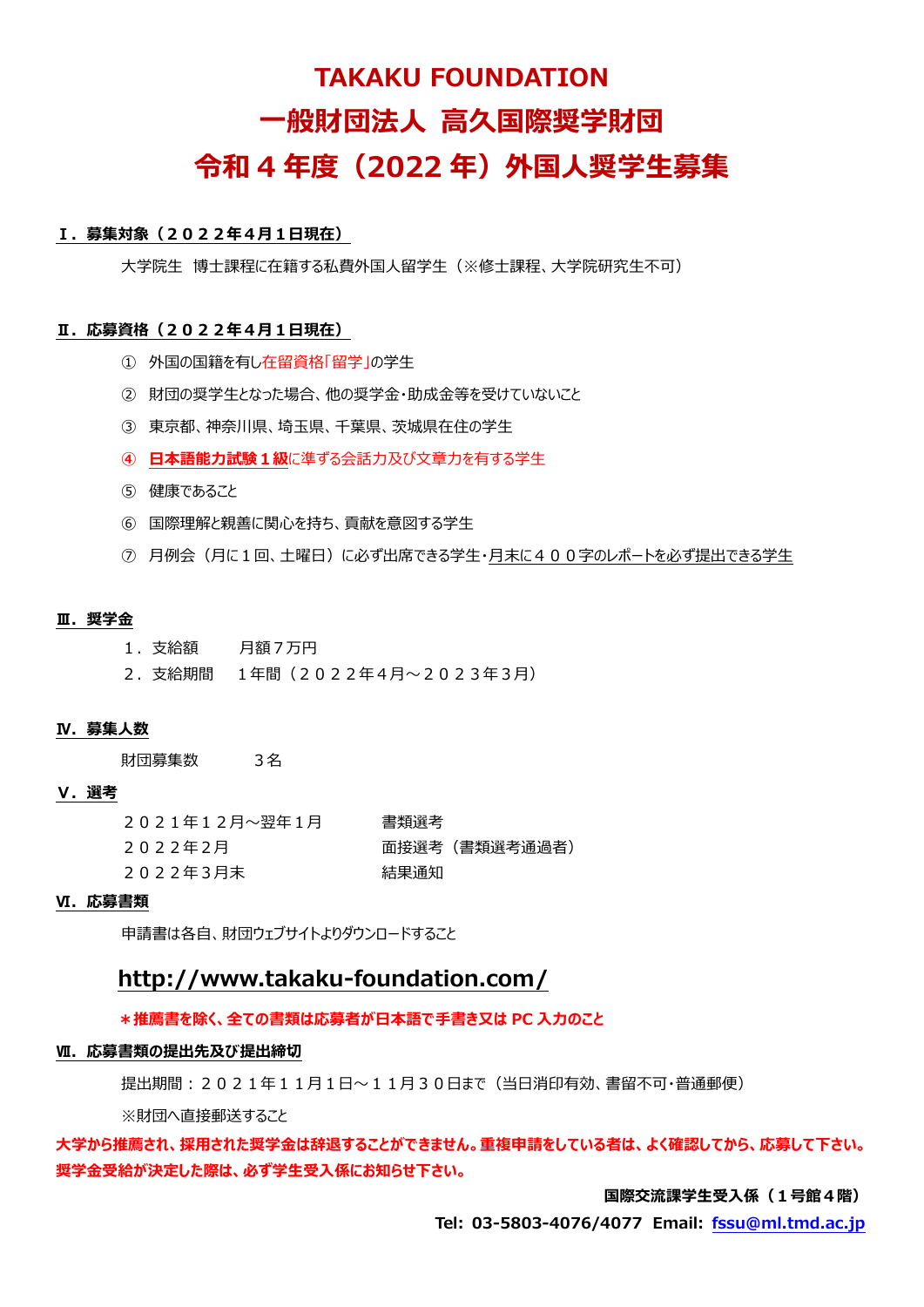# TAKAKU FOUNDATION
# 一般財団法人 高久国際奨学財団
# 令和４年度（2022 年）外国人奨学生募集

## Ⅰ．募集対象（２０２２年４月１日現在）

大学院生　博士課程に在籍する私費外国人留学生（※修士課程、大学院研究生不可）

## Ⅱ．応募資格（２０２２年４月１日現在）

① 外国の国籍を有し在留資格「留学」の学生

② 財団の奨学生となった場合、他の奨学金・助成金等を受けていないこと

③ 東京都、神奈川県、埼玉県、千葉県、茨城県在住の学生

④ **日本語能力試験１級**に準ずる会話力及び文章力を有する学生

⑤ 健康であること

⑥ 国際理解と親善に関心を持ち、貢献を意図する学生

⑦ 月例会（月に１回、土曜日）に必ず出席できる学生・月末に４００字のレポートを必ず提出できる学生

## Ⅲ．奨学金

１．支給額　　月額７万円

２．支給期間　１年間（２０２２年４月～２０２３年３月）

## Ⅳ．募集人数

財団募集数　　３名

## Ⅴ．選考

| | |
|---|---|
| ２０２１年１２月～翌年１月 | 書類選考 |
| ２０２２年２月 | 面接選考（書類選考通過者） |
| ２０２２年３月末 | 結果通知 |

## Ⅵ．応募書類

申請書は各自、財団ウェブサイトよりダウンロードすること

**http://www.takaku-foundation.com/**

**＊推薦書を除く、全ての書類は応募者が日本語で手書き又は PC 入力のこと**

## Ⅶ．応募書類の提出先及び提出締切

提出期間：２０２１年１１月１日～１１月３０日まで（当日消印有効、書留不可・普通郵便）

※財団へ直接郵送すること

**大学から推薦され、採用された奨学金は辞退することができません。重複申請をしている者は、よく確認してから、応募して下さい。奨学金受給が決定した際は、必ず学生受入係にお知らせ下さい。**

**国際交流課学生受入係（１号館４階）**

**Tel: 03-5803-4076/4077　Email: fssu@ml.tmd.ac.jp**